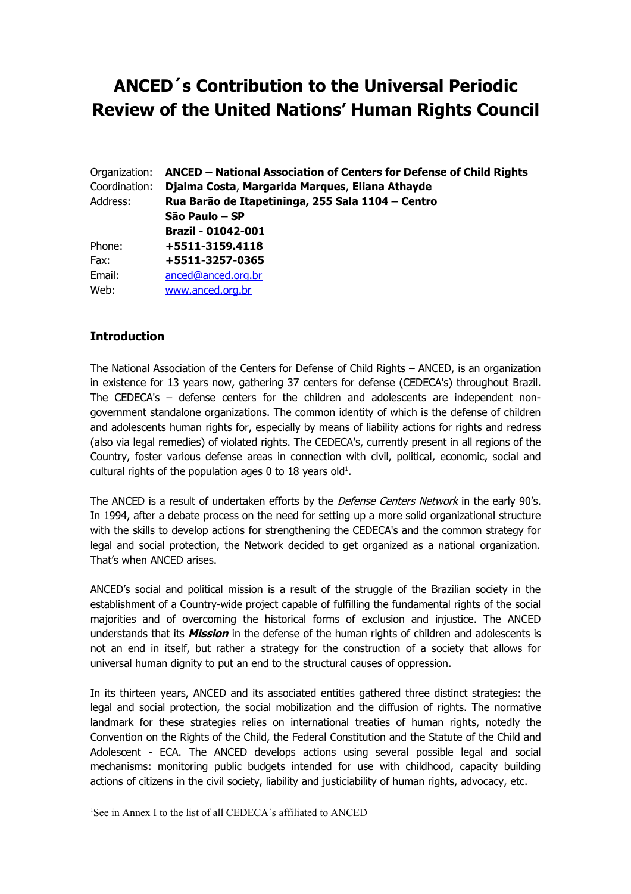# ANCED´s Contribution to the Universal Periodic Review of the United Nations' Human Rights Council

Organization: **ANCED – National Association of Centers for Defense of Child Rights**
Coordination: **Djalma Costa**, **Margarida Marques**, **Eliana Athayde**
Address: **Rua Barão de Itapetininga, 255 Sala 1104 – Centro**
**São Paulo – SP**
**Brazil - 01042-001**
Phone: **+5511-3159.4118**
Fax: **+5511-3257-0365**
Email: anced@anced.org.br
Web: www.anced.org.br

## Introduction

The National Association of the Centers for Defense of Child Rights – ANCED, is an organization in existence for 13 years now, gathering 37 centers for defense (CEDECA's) throughout Brazil. The CEDECA's – defense centers for the children and adolescents are independent non-government standalone organizations. The common identity of which is the defense of children and adolescents human rights for, especially by means of liability actions for rights and redress (also via legal remedies) of violated rights. The CEDECA's, currently present in all regions of the Country, foster various defense areas in connection with civil, political, economic, social and cultural rights of the population ages 0 to 18 years old[1].

The ANCED is a result of undertaken efforts by the *Defense Centers Network* in the early 90's. In 1994, after a debate process on the need for setting up a more solid organizational structure with the skills to develop actions for strengthening the CEDECA's and the common strategy for legal and social protection, the Network decided to get organized as a national organization. That's when ANCED arises.

ANCED's social and political mission is a result of the struggle of the Brazilian society in the establishment of a Country-wide project capable of fulfilling the fundamental rights of the social majorities and of overcoming the historical forms of exclusion and injustice. The ANCED understands that its ***Mission*** in the defense of the human rights of children and adolescents is not an end in itself, but rather a strategy for the construction of a society that allows for universal human dignity to put an end to the structural causes of oppression.

In its thirteen years, ANCED and its associated entities gathered three distinct strategies: the legal and social protection, the social mobilization and the diffusion of rights. The normative landmark for these strategies relies on international treaties of human rights, notedly the Convention on the Rights of the Child, the Federal Constitution and the Statute of the Child and Adolescent - ECA. The ANCED develops actions using several possible legal and social mechanisms: monitoring public budgets intended for use with childhood, capacity building actions of citizens in the civil society, liability and justiciability of human rights, advocacy, etc.

[1] See in Annex I to the list of all CEDECA´s affiliated to ANCED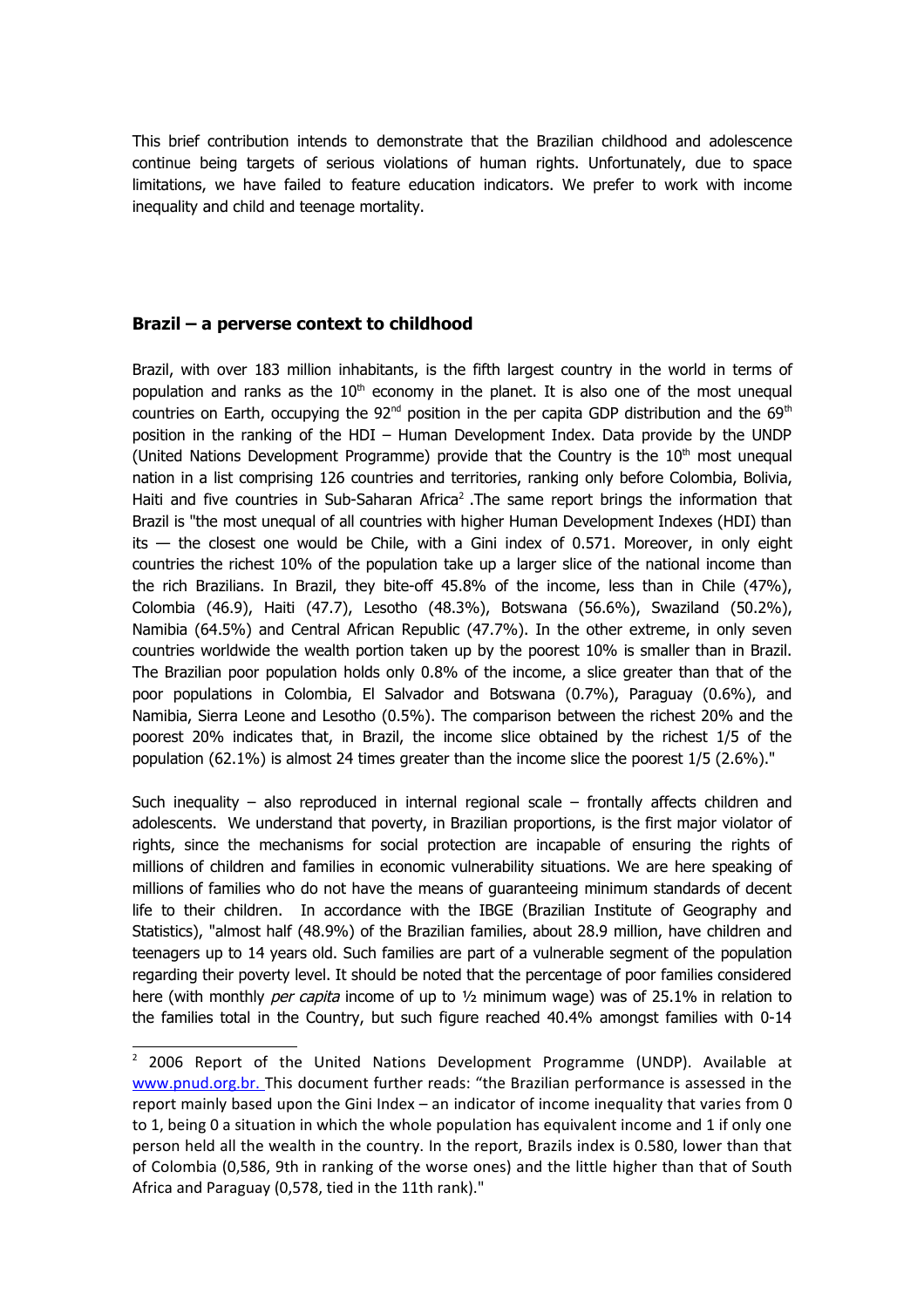This brief contribution intends to demonstrate that the Brazilian childhood and adolescence continue being targets of serious violations of human rights. Unfortunately, due to space limitations, we have failed to feature education indicators. We prefer to work with income inequality and child and teenage mortality.

## Brazil – a perverse context to childhood

Brazil, with over 183 million inhabitants, is the fifth largest country in the world in terms of population and ranks as the 10th economy in the planet. It is also one of the most unequal countries on Earth, occupying the 92nd position in the per capita GDP distribution and the 69th position in the ranking of the HDI – Human Development Index. Data provide by the UNDP (United Nations Development Programme) provide that the Country is the 10th most unequal nation in a list comprising 126 countries and territories, ranking only before Colombia, Bolivia, Haiti and five countries in Sub-Saharan Africa[2] .The same report brings the information that Brazil is "the most unequal of all countries with higher Human Development Indexes (HDI) than its — the closest one would be Chile, with a Gini index of 0.571. Moreover, in only eight countries the richest 10% of the population take up a larger slice of the national income than the rich Brazilians. In Brazil, they bite-off 45.8% of the income, less than in Chile (47%), Colombia (46.9), Haiti (47.7), Lesotho (48.3%), Botswana (56.6%), Swaziland (50.2%), Namibia (64.5%) and Central African Republic (47.7%). In the other extreme, in only seven countries worldwide the wealth portion taken up by the poorest 10% is smaller than in Brazil. The Brazilian poor population holds only 0.8% of the income, a slice greater than that of the poor populations in Colombia, El Salvador and Botswana (0.7%), Paraguay (0.6%), and Namibia, Sierra Leone and Lesotho (0.5%). The comparison between the richest 20% and the poorest 20% indicates that, in Brazil, the income slice obtained by the richest 1/5 of the population (62.1%) is almost 24 times greater than the income slice the poorest 1/5 (2.6%)."

Such inequality – also reproduced in internal regional scale – frontally affects children and adolescents. We understand that poverty, in Brazilian proportions, is the first major violator of rights, since the mechanisms for social protection are incapable of ensuring the rights of millions of children and families in economic vulnerability situations. We are here speaking of millions of families who do not have the means of guaranteeing minimum standards of decent life to their children. In accordance with the IBGE (Brazilian Institute of Geography and Statistics), "almost half (48.9%) of the Brazilian families, about 28.9 million, have children and teenagers up to 14 years old. Such families are part of a vulnerable segment of the population regarding their poverty level. It should be noted that the percentage of poor families considered here (with monthly *per capita* income of up to ½ minimum wage) was of 25.1% in relation to the families total in the Country, but such figure reached 40.4% amongst families with 0-14

[2] 2006 Report of the United Nations Development Programme (UNDP). Available at www.pnud.org.br. This document further reads: "the Brazilian performance is assessed in the report mainly based upon the Gini Index – an indicator of income inequality that varies from 0 to 1, being 0 a situation in which the whole population has equivalent income and 1 if only one person held all the wealth in the country. In the report, Brazils index is 0.580, lower than that of Colombia (0,586, 9th in ranking of the worse ones) and the little higher than that of South Africa and Paraguay (0,578, tied in the 11th rank)."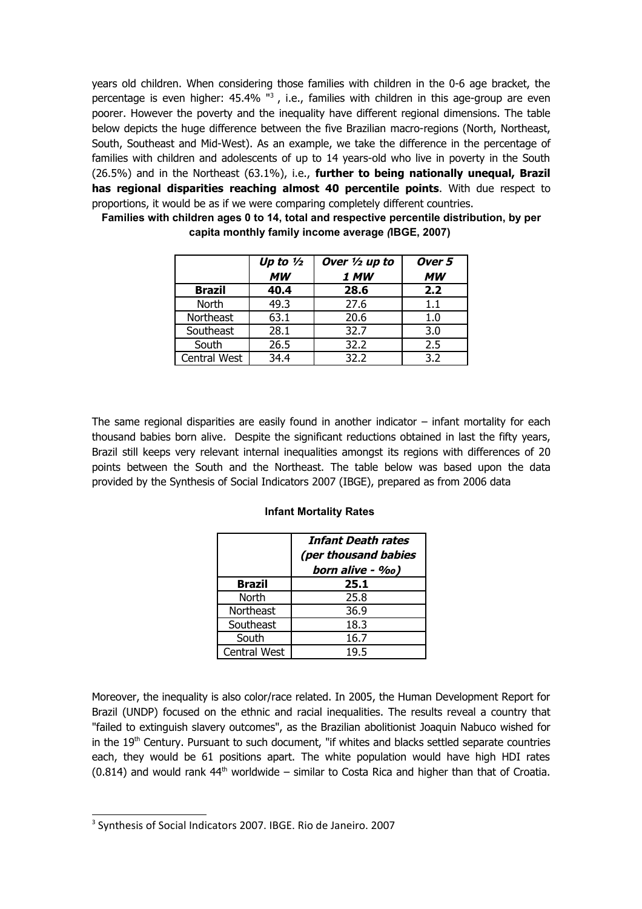years old children. When considering those families with children in the 0-6 age bracket, the percentage is even higher: 45.4% "[3] , i.e., families with children in this age-group are even poorer. However the poverty and the inequality have different regional dimensions. The table below depicts the huge difference between the five Brazilian macro-regions (North, Northeast, South, Southeast and Mid-West). As an example, we take the difference in the percentage of families with children and adolescents of up to 14 years-old who live in poverty in the South (26.5%) and in the Northeast (63.1%), i.e., **further to being nationally unequal, Brazil has regional disparities reaching almost 40 percentile points**. With due respect to proportions, it would be as if we were comparing completely different countries.

**Families with children ages 0 to 14, total and respective percentile distribution, by per capita monthly family income average *(*IBGE, 2007)**

| | *Up to ½ MW* | *Over ½ up to 1 MW* | *Over 5 MW* |
|---|---|---|---|
| **Brazil** | **40.4** | **28.6** | **2.2** |
| North | 49.3 | 27.6 | 1.1 |
| Northeast | 63.1 | 20.6 | 1.0 |
| Southeast | 28.1 | 32.7 | 3.0 |
| South | 26.5 | 32.2 | 2.5 |
| Central West | 34.4 | 32.2 | 3.2 |

The same regional disparities are easily found in another indicator – infant mortality for each thousand babies born alive. Despite the significant reductions obtained in last the fifty years, Brazil still keeps very relevant internal inequalities amongst its regions with differences of 20 points between the South and the Northeast. The table below was based upon the data provided by the Synthesis of Social Indicators 2007 (IBGE), prepared as from 2006 data

**Infant Mortality Rates**

| | *Infant Death rates (per thousand babies born alive - ‰)* |
|---|---|
| **Brazil** | **25.1** |
| North | 25.8 |
| Northeast | 36.9 |
| Southeast | 18.3 |
| South | 16.7 |
| Central West | 19.5 |

Moreover, the inequality is also color/race related. In 2005, the Human Development Report for Brazil (UNDP) focused on the ethnic and racial inequalities. The results reveal a country that "failed to extinguish slavery outcomes", as the Brazilian abolitionist Joaquin Nabuco wished for in the 19th Century. Pursuant to such document, "if whites and blacks settled separate countries each, they would be 61 positions apart. The white population would have high HDI rates (0.814) and would rank 44th worldwide – similar to Costa Rica and higher than that of Croatia.

[3] Synthesis of Social Indicators 2007. IBGE. Rio de Janeiro. 2007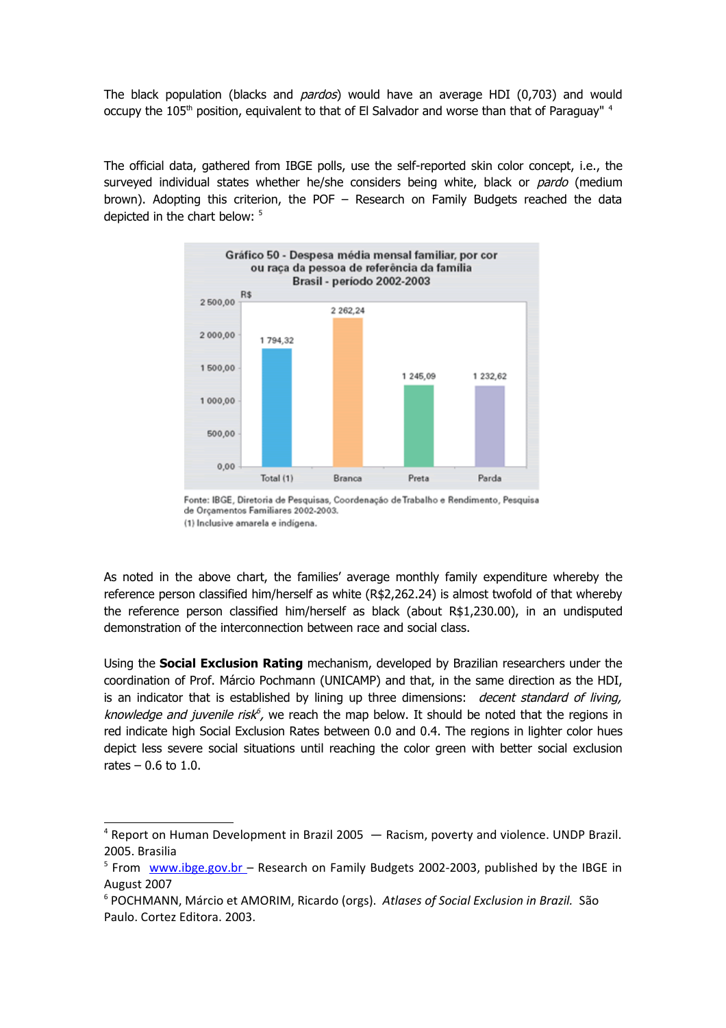The black population (blacks and *pardos*) would have an average HDI (0,703) and would occupy the 105th position, equivalent to that of El Salvador and worse than that of Paraguay" [4]

The official data, gathered from IBGE polls, use the self-reported skin color concept, i.e., the surveyed individual states whether he/she considers being white, black or *pardo* (medium brown). Adopting this criterion, the POF – Research on Family Budgets reached the data depicted in the chart below: [5]

**Gráfico 50 - Despesa média mensal familiar, por cor ou raça da pessoa de referência da família**
**Brasil - período 2002-2003**

| | R$ |
|---|---|
| Total (1) | 1 794,32 |
| Branca | 2 262,24 |
| Preta | 1 245,09 |
| Parda | 1 232,62 |

Fonte: IBGE, Diretoria de Pesquisas, Coordenação de Trabalho e Rendimento, Pesquisa de Orçamentos Familiares 2002-2003.
(1) Inclusive amarela e indígena.

As noted in the above chart, the families' average monthly family expenditure whereby the reference person classified him/herself as white (R$2,262.24) is almost twofold of that whereby the reference person classified him/herself as black (about R$1,230.00), in an undisputed demonstration of the interconnection between race and social class.

Using the **Social Exclusion Rating** mechanism, developed by Brazilian researchers under the coordination of Prof. Márcio Pochmann (UNICAMP) and that, in the same direction as the HDI, is an indicator that is established by lining up three dimensions: *decent standard of living, knowledge and juvenile risk*[6], we reach the map below. It should be noted that the regions in red indicate high Social Exclusion Rates between 0.0 and 0.4. The regions in lighter color hues depict less severe social situations until reaching the color green with better social exclusion rates – 0.6 to 1.0.

---

[4] Report on Human Development in Brazil 2005 — Racism, poverty and violence. UNDP Brazil. 2005. Brasilia

[5] From www.ibge.gov.br – Research on Family Budgets 2002-2003, published by the IBGE in August 2007

[6] POCHMANN, Márcio et AMORIM, Ricardo (orgs). *Atlases of Social Exclusion in Brazil.* São Paulo. Cortez Editora. 2003.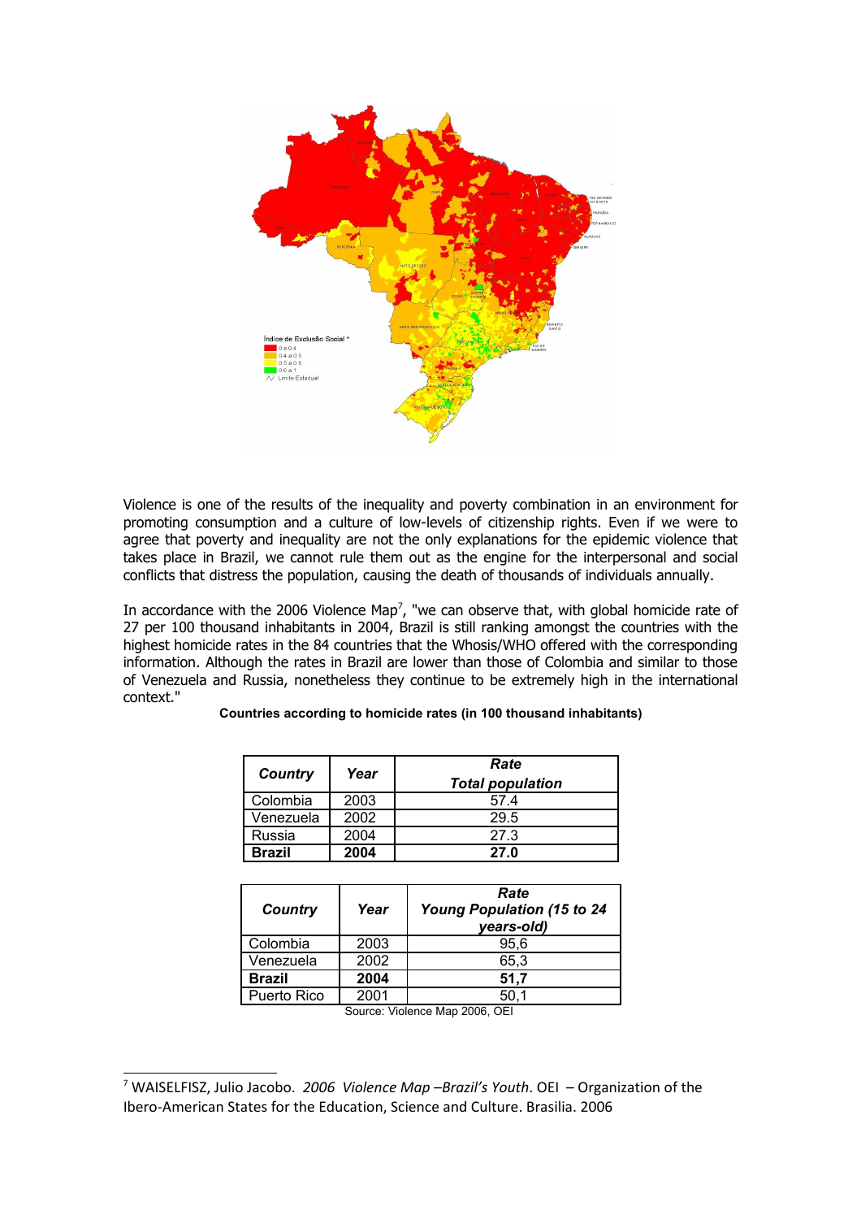Violence is one of the results of the inequality and poverty combination in an environment for promoting consumption and a culture of low-levels of citizenship rights. Even if we were to agree that poverty and inequality are not the only explanations for the epidemic violence that takes place in Brazil, we cannot rule them out as the engine for the interpersonal and social conflicts that distress the population, causing the death of thousands of individuals annually.

In accordance with the 2006 Violence Map[7], "we can observe that, with global homicide rate of 27 per 100 thousand inhabitants in 2004, Brazil is still ranking amongst the countries with the highest homicide rates in the 84 countries that the Whosis/WHO offered with the corresponding information. Although the rates in Brazil are lower than those of Colombia and similar to those of Venezuela and Russia, nonetheless they continue to be extremely high in the international context."

**Countries according to homicide rates (in 100 thousand inhabitants)**

| ***Country*** | ***Year*** | ***Rate Total population*** |
|---|---|---|
| Colombia | 2003 | 57.4 |
| Venezuela | 2002 | 29.5 |
| Russia | 2004 | 27.3 |
| **Brazil** | **2004** | **27.0** |

| ***Country*** | ***Year*** | ***Rate Young Population (15 to 24 years-old)*** |
|---|---|---|
| Colombia | 2003 | 95,6 |
| Venezuela | 2002 | 65,3 |
| **Brazil** | **2004** | **51,7** |
| Puerto Rico | 2001 | 50,1 |

Source: Violence Map 2006, OEI

[7] WAISELFISZ, Julio Jacobo. *2006 Violence Map –Brazil's Youth*. OEI – Organization of the Ibero-American States for the Education, Science and Culture. Brasilia. 2006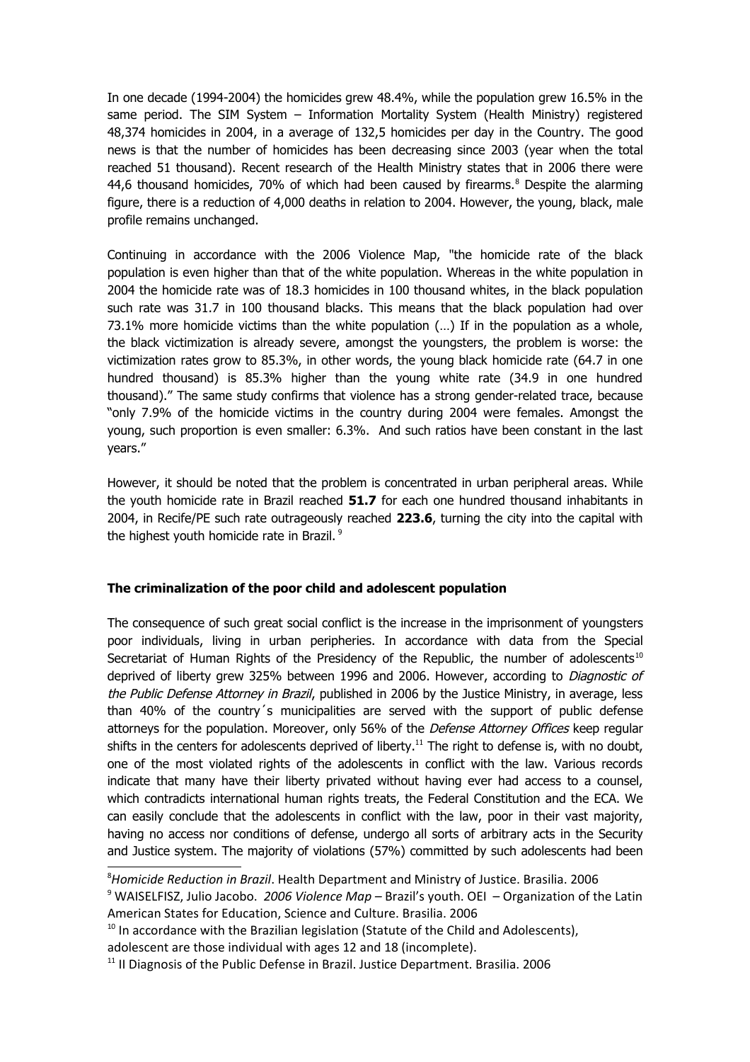In one decade (1994-2004) the homicides grew 48.4%, while the population grew 16.5% in the same period. The SIM System – Information Mortality System (Health Ministry) registered 48,374 homicides in 2004, in a average of 132,5 homicides per day in the Country. The good news is that the number of homicides has been decreasing since 2003 (year when the total reached 51 thousand). Recent research of the Health Ministry states that in 2006 there were 44,6 thousand homicides, 70% of which had been caused by firearms.[8] Despite the alarming figure, there is a reduction of 4,000 deaths in relation to 2004. However, the young, black, male profile remains unchanged.

Continuing in accordance with the 2006 Violence Map, "the homicide rate of the black population is even higher than that of the white population. Whereas in the white population in 2004 the homicide rate was of 18.3 homicides in 100 thousand whites, in the black population such rate was 31.7 in 100 thousand blacks. This means that the black population had over 73.1% more homicide victims than the white population (…) If in the population as a whole, the black victimization is already severe, amongst the youngsters, the problem is worse: the victimization rates grow to 85.3%, in other words, the young black homicide rate (64.7 in one hundred thousand) is 85.3% higher than the young white rate (34.9 in one hundred thousand)." The same study confirms that violence has a strong gender-related trace, because "only 7.9% of the homicide victims in the country during 2004 were females. Amongst the young, such proportion is even smaller: 6.3%. And such ratios have been constant in the last years."

However, it should be noted that the problem is concentrated in urban peripheral areas. While the youth homicide rate in Brazil reached **51.7** for each one hundred thousand inhabitants in 2004, in Recife/PE such rate outrageously reached **223.6**, turning the city into the capital with the highest youth homicide rate in Brazil.[9]

### The criminalization of the poor child and adolescent population

The consequence of such great social conflict is the increase in the imprisonment of youngsters poor individuals, living in urban peripheries. In accordance with data from the Special Secretariat of Human Rights of the Presidency of the Republic, the number of adolescents[10] deprived of liberty grew 325% between 1996 and 2006. However, according to *Diagnostic of the Public Defense Attorney in Brazil*, published in 2006 by the Justice Ministry, in average, less than 40% of the country´s municipalities are served with the support of public defense attorneys for the population. Moreover, only 56% of the *Defense Attorney Offices* keep regular shifts in the centers for adolescents deprived of liberty.[11] The right to defense is, with no doubt, one of the most violated rights of the adolescents in conflict with the law. Various records indicate that many have their liberty privated without having ever had access to a counsel, which contradicts international human rights treats, the Federal Constitution and the ECA. We can easily conclude that the adolescents in conflict with the law, poor in their vast majority, having no access nor conditions of defense, undergo all sorts of arbitrary acts in the Security and Justice system. The majority of violations (57%) committed by such adolescents had been

---

[8] *Homicide Reduction in Brazil*. Health Department and Ministry of Justice. Brasilia. 2006

[9] WAISELFISZ, Julio Jacobo. *2006 Violence Map* – Brazil's youth. OEI – Organization of the Latin American States for Education, Science and Culture. Brasilia. 2006

[10] In accordance with the Brazilian legislation (Statute of the Child and Adolescents), adolescent are those individual with ages 12 and 18 (incomplete).

[11] II Diagnosis of the Public Defense in Brazil. Justice Department. Brasilia. 2006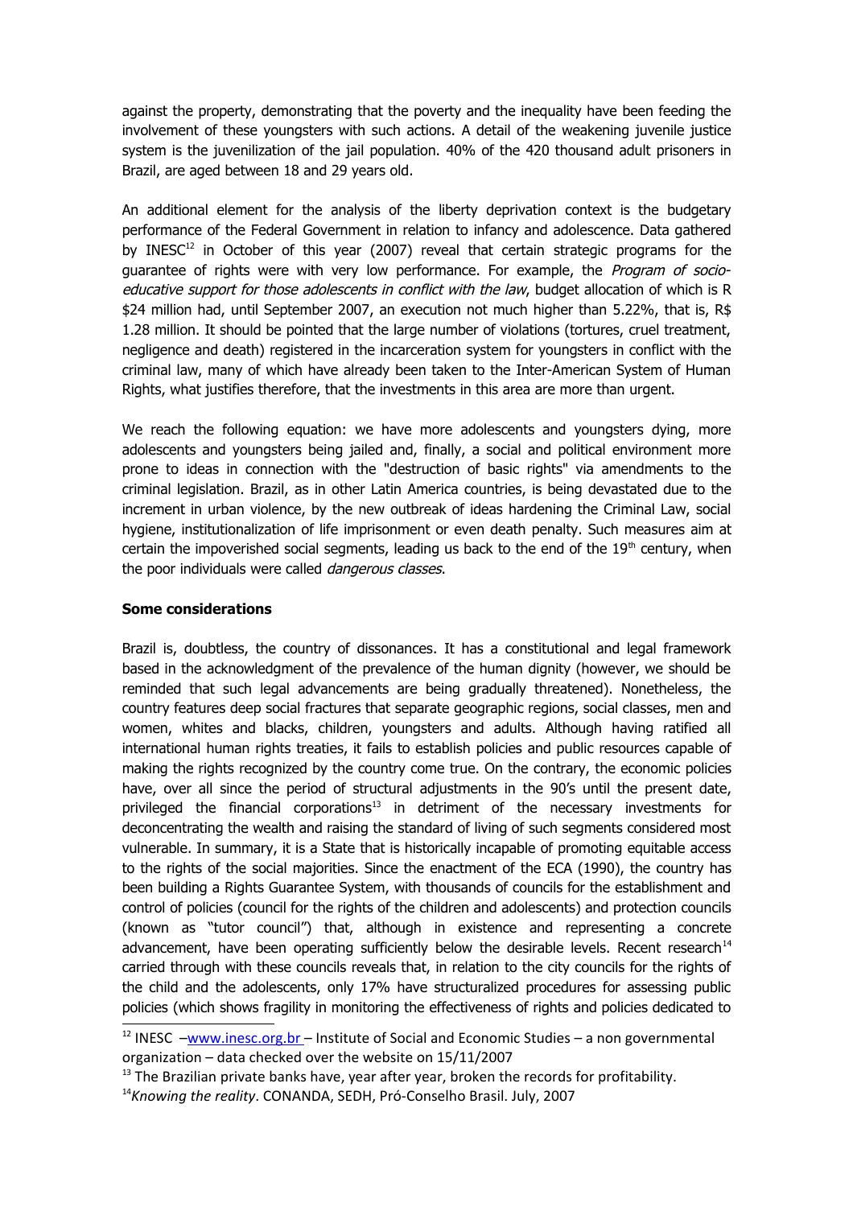against the property, demonstrating that the poverty and the inequality have been feeding the involvement of these youngsters with such actions. A detail of the weakening juvenile justice system is the juvenilization of the jail population. 40% of the 420 thousand adult prisoners in Brazil, are aged between 18 and 29 years old.

An additional element for the analysis of the liberty deprivation context is the budgetary performance of the Federal Government in relation to infancy and adolescence. Data gathered by INESC[12] in October of this year (2007) reveal that certain strategic programs for the guarantee of rights were with very low performance. For example, the *Program of socio-educative support for those adolescents in conflict with the law*, budget allocation of which is R $24 million had, until September 2007, an execution not much higher than 5.22%, that is, R$ 1.28 million. It should be pointed that the large number of violations (tortures, cruel treatment, negligence and death) registered in the incarceration system for youngsters in conflict with the criminal law, many of which have already been taken to the Inter-American System of Human Rights, what justifies therefore, that the investments in this area are more than urgent.

We reach the following equation: we have more adolescents and youngsters dying, more adolescents and youngsters being jailed and, finally, a social and political environment more prone to ideas in connection with the "destruction of basic rights" via amendments to the criminal legislation. Brazil, as in other Latin America countries, is being devastated due to the increment in urban violence, by the new outbreak of ideas hardening the Criminal Law, social hygiene, institutionalization of life imprisonment or even death penalty. Such measures aim at certain the impoverished social segments, leading us back to the end of the 19th century, when the poor individuals were called *dangerous classes*.

**Some considerations**

Brazil is, doubtless, the country of dissonances. It has a constitutional and legal framework based in the acknowledgment of the prevalence of the human dignity (however, we should be reminded that such legal advancements are being gradually threatened). Nonetheless, the country features deep social fractures that separate geographic regions, social classes, men and women, whites and blacks, children, youngsters and adults. Although having ratified all international human rights treaties, it fails to establish policies and public resources capable of making the rights recognized by the country come true. On the contrary, the economic policies have, over all since the period of structural adjustments in the 90's until the present date, privileged the financial corporations[13] in detriment of the necessary investments for deconcentrating the wealth and raising the standard of living of such segments considered most vulnerable. In summary, it is a State that is historically incapable of promoting equitable access to the rights of the social majorities. Since the enactment of the ECA (1990), the country has been building a Rights Guarantee System, with thousands of councils for the establishment and control of policies (council for the rights of the children and adolescents) and protection councils (known as "tutor council") that, although in existence and representing a concrete advancement, have been operating sufficiently below the desirable levels. Recent research[14] carried through with these councils reveals that, in relation to the city councils for the rights of the child and the adolescents, only 17% have structuralized procedures for assessing public policies (which shows fragility in monitoring the effectiveness of rights and policies dedicated to

---

[12] INESC – www.inesc.org.br – Institute of Social and Economic Studies – a non governmental organization – data checked over the website on 15/11/2007

[13] The Brazilian private banks have, year after year, broken the records for profitability.

[14] *Knowing the reality*. CONANDA, SEDH, Pró-Conselho Brasil. July, 2007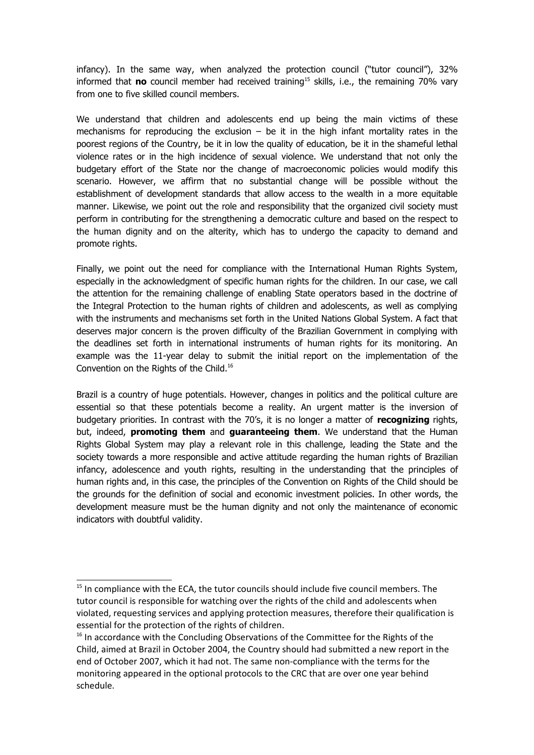infancy). In the same way, when analyzed the protection council ("tutor council"), 32% informed that **no** council member had received training[15] skills, i.e., the remaining 70% vary from one to five skilled council members.

We understand that children and adolescents end up being the main victims of these mechanisms for reproducing the exclusion – be it in the high infant mortality rates in the poorest regions of the Country, be it in low the quality of education, be it in the shameful lethal violence rates or in the high incidence of sexual violence. We understand that not only the budgetary effort of the State nor the change of macroeconomic policies would modify this scenario. However, we affirm that no substantial change will be possible without the establishment of development standards that allow access to the wealth in a more equitable manner. Likewise, we point out the role and responsibility that the organized civil society must perform in contributing for the strengthening a democratic culture and based on the respect to the human dignity and on the alterity, which has to undergo the capacity to demand and promote rights.

Finally, we point out the need for compliance with the International Human Rights System, especially in the acknowledgment of specific human rights for the children. In our case, we call the attention for the remaining challenge of enabling State operators based in the doctrine of the Integral Protection to the human rights of children and adolescents, as well as complying with the instruments and mechanisms set forth in the United Nations Global System. A fact that deserves major concern is the proven difficulty of the Brazilian Government in complying with the deadlines set forth in international instruments of human rights for its monitoring. An example was the 11-year delay to submit the initial report on the implementation of the Convention on the Rights of the Child.[16]

Brazil is a country of huge potentials. However, changes in politics and the political culture are essential so that these potentials become a reality. An urgent matter is the inversion of budgetary priorities. In contrast with the 70's, it is no longer a matter of **recognizing** rights, but, indeed, **promoting them** and **guaranteeing them**. We understand that the Human Rights Global System may play a relevant role in this challenge, leading the State and the society towards a more responsible and active attitude regarding the human rights of Brazilian infancy, adolescence and youth rights, resulting in the understanding that the principles of human rights and, in this case, the principles of the Convention on Rights of the Child should be the grounds for the definition of social and economic investment policies. In other words, the development measure must be the human dignity and not only the maintenance of economic indicators with doubtful validity.

---

[15] In compliance with the ECA, the tutor councils should include five council members. The tutor council is responsible for watching over the rights of the child and adolescents when violated, requesting services and applying protection measures, therefore their qualification is essential for the protection of the rights of children.

[16] In accordance with the Concluding Observations of the Committee for the Rights of the Child, aimed at Brazil in October 2004, the Country should had submitted a new report in the end of October 2007, which it had not. The same non-compliance with the terms for the monitoring appeared in the optional protocols to the CRC that are over one year behind schedule.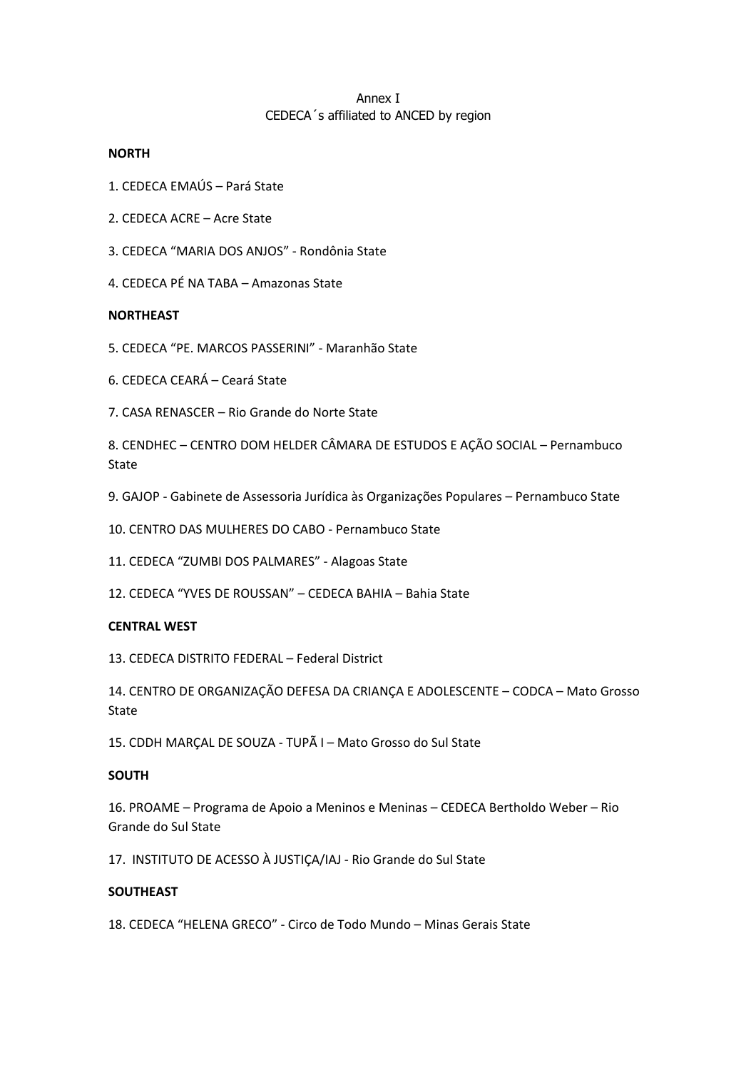# Annex I
## CEDECA´s affiliated to ANCED by region

**NORTH**

1. CEDECA EMAÚS – Pará State

2. CEDECA ACRE – Acre State

3. CEDECA "MARIA DOS ANJOS" - Rondônia State

4. CEDECA PÉ NA TABA – Amazonas State

**NORTHEAST**

5. CEDECA "PE. MARCOS PASSERINI" - Maranhão State

6. CEDECA CEARÁ – Ceará State

7. CASA RENASCER – Rio Grande do Norte State

8. CENDHEC – CENTRO DOM HELDER CÂMARA DE ESTUDOS E AÇÃO SOCIAL – Pernambuco State

9. GAJOP - Gabinete de Assessoria Jurídica às Organizações Populares – Pernambuco State

10. CENTRO DAS MULHERES DO CABO - Pernambuco State

11. CEDECA "ZUMBI DOS PALMARES" - Alagoas State

12. CEDECA "YVES DE ROUSSAN" – CEDECA BAHIA – Bahia State

**CENTRAL WEST**

13. CEDECA DISTRITO FEDERAL – Federal District

14. CENTRO DE ORGANIZAÇÃO DEFESA DA CRIANÇA E ADOLESCENTE – CODCA – Mato Grosso State

15. CDDH MARÇAL DE SOUZA - TUPÃ I – Mato Grosso do Sul State

**SOUTH**

16. PROAME – Programa de Apoio a Meninos e Meninas – CEDECA Bertholdo Weber – Rio Grande do Sul State

17. INSTITUTO DE ACESSO À JUSTIÇA/IAJ - Rio Grande do Sul State

**SOUTHEAST**

18. CEDECA "HELENA GRECO" - Circo de Todo Mundo – Minas Gerais State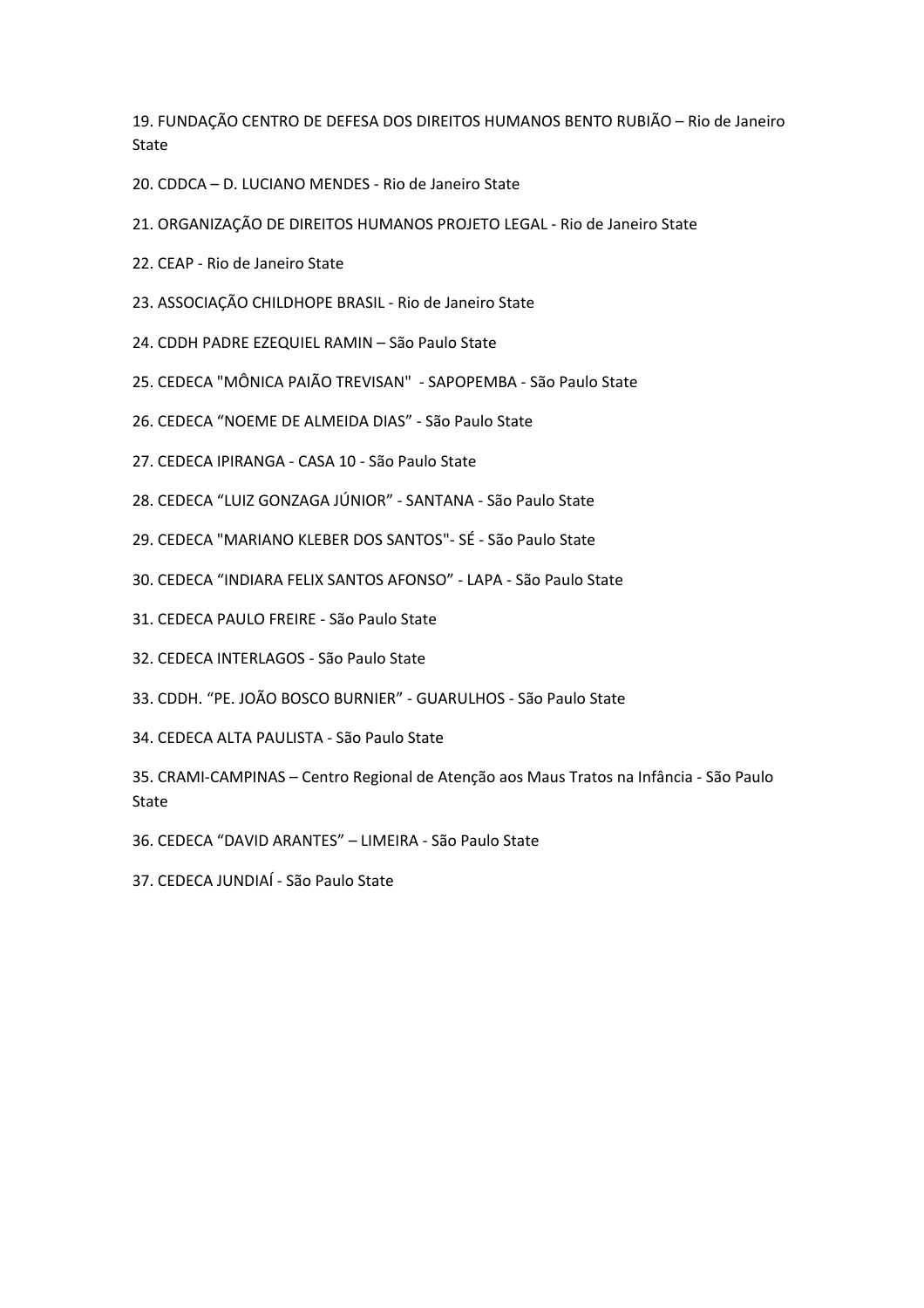19. FUNDAÇÃO CENTRO DE DEFESA DOS DIREITOS HUMANOS BENTO RUBIÃO – Rio de Janeiro State

20. CDDCA – D. LUCIANO MENDES - Rio de Janeiro State

21. ORGANIZAÇÃO DE DIREITOS HUMANOS PROJETO LEGAL - Rio de Janeiro State

22. CEAP - Rio de Janeiro State

23. ASSOCIAÇÃO CHILDHOPE BRASIL - Rio de Janeiro State

24. CDDH PADRE EZEQUIEL RAMIN – São Paulo State

25. CEDECA "MÔNICA PAIÃO TREVISAN" - SAPOPEMBA - São Paulo State

26. CEDECA "NOEME DE ALMEIDA DIAS" - São Paulo State

27. CEDECA IPIRANGA - CASA 10 - São Paulo State

28. CEDECA "LUIZ GONZAGA JÚNIOR" - SANTANA - São Paulo State

29. CEDECA "MARIANO KLEBER DOS SANTOS"- SÉ - São Paulo State

30. CEDECA "INDIARA FELIX SANTOS AFONSO" - LAPA - São Paulo State

31. CEDECA PAULO FREIRE - São Paulo State

32. CEDECA INTERLAGOS - São Paulo State

33. CDDH. "PE. JOÃO BOSCO BURNIER" - GUARULHOS - São Paulo State

34. CEDECA ALTA PAULISTA - São Paulo State

35. CRAMI-CAMPINAS – Centro Regional de Atenção aos Maus Tratos na Infância - São Paulo State

36. CEDECA "DAVID ARANTES" – LIMEIRA - São Paulo State

37. CEDECA JUNDIAÍ - São Paulo State